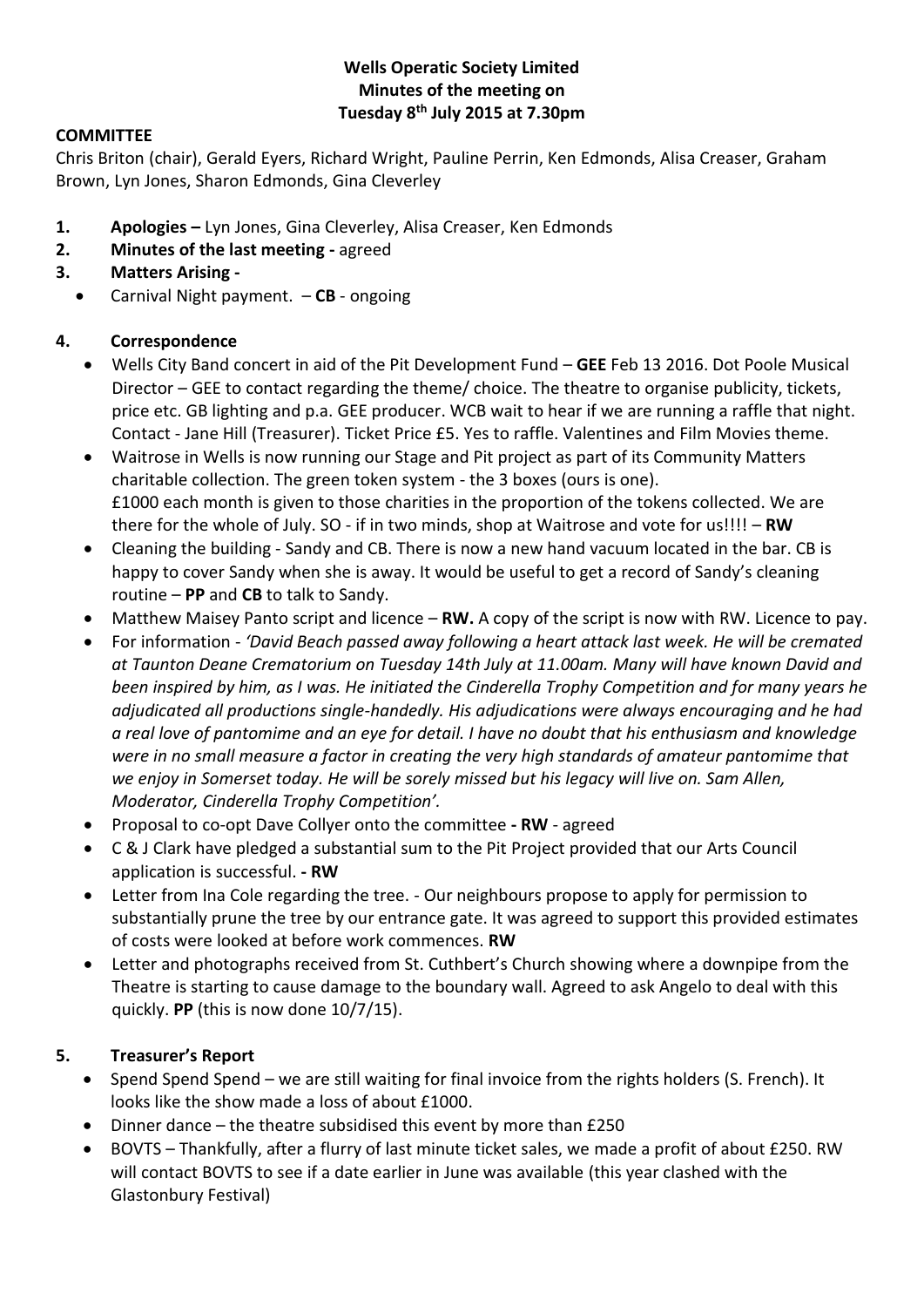**Wells Operatic Society Limited**
**Minutes of the meeting on**
**Tuesday 8th July 2015 at 7.30pm**

**COMMITTEE**

Chris Briton (chair), Gerald Eyers, Richard Wright, Pauline Perrin, Ken Edmonds, Alisa Creaser, Graham Brown, Lyn Jones, Sharon Edmonds, Gina Cleverley

1. **Apologies –** Lyn Jones, Gina Cleverley, Alisa Creaser, Ken Edmonds
2. **Minutes of the last meeting -** agreed
3. **Matters Arising -**
   - Carnival Night payment. – **CB** - ongoing

4. **Correspondence**
   - Wells City Band concert in aid of the Pit Development Fund – **GEE** Feb 13 2016. Dot Poole Musical Director – GEE to contact regarding the theme/ choice. The theatre to organise publicity, tickets, price etc. GB lighting and p.a. GEE producer. WCB wait to hear if we are running a raffle that night. Contact - Jane Hill (Treasurer). Ticket Price £5. Yes to raffle. Valentines and Film Movies theme.
   - Waitrose in Wells is now running our Stage and Pit project as part of its Community Matters charitable collection. The green token system - the 3 boxes (ours is one). £1000 each month is given to those charities in the proportion of the tokens collected. We are there for the whole of July. SO - if in two minds, shop at Waitrose and vote for us!!!! – **RW**
   - Cleaning the building - Sandy and CB. There is now a new hand vacuum located in the bar. CB is happy to cover Sandy when she is away. It would be useful to get a record of Sandy's cleaning routine – **PP** and **CB** to talk to Sandy.
   - Matthew Maisey Panto script and licence – **RW.** A copy of the script is now with RW. Licence to pay.
   - For information - *'David Beach passed away following a heart attack last week. He will be cremated at Taunton Deane Crematorium on Tuesday 14th July at 11.00am. Many will have known David and been inspired by him, as I was. He initiated the Cinderella Trophy Competition and for many years he adjudicated all productions single-handedly. His adjudications were always encouraging and he had a real love of pantomime and an eye for detail. I have no doubt that his enthusiasm and knowledge were in no small measure a factor in creating the very high standards of amateur pantomime that we enjoy in Somerset today. He will be sorely missed but his legacy will live on. Sam Allen, Moderator, Cinderella Trophy Competition'.*
   - Proposal to co-opt Dave Collyer onto the committee **- RW** - agreed
   - C & J Clark have pledged a substantial sum to the Pit Project provided that our Arts Council application is successful. **- RW**
   - Letter from Ina Cole regarding the tree. - Our neighbours propose to apply for permission to substantially prune the tree by our entrance gate. It was agreed to support this provided estimates of costs were looked at before work commences. **RW**
   - Letter and photographs received from St. Cuthbert's Church showing where a downpipe from the Theatre is starting to cause damage to the boundary wall. Agreed to ask Angelo to deal with this quickly. **PP** (this is now done 10/7/15).

5. **Treasurer's Report**
   - Spend Spend Spend – we are still waiting for final invoice from the rights holders (S. French). It looks like the show made a loss of about £1000.
   - Dinner dance – the theatre subsidised this event by more than £250
   - BOVTS – Thankfully, after a flurry of last minute ticket sales, we made a profit of about £250. RW will contact BOVTS to see if a date earlier in June was available (this year clashed with the Glastonbury Festival)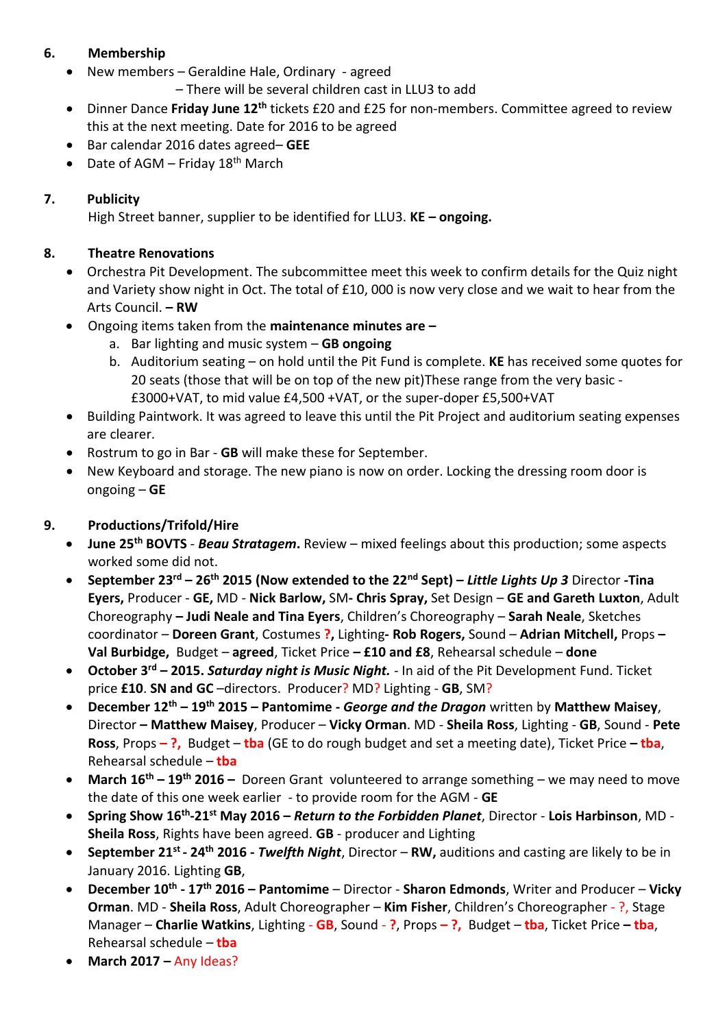## 6. Membership

- New members – Geraldine Hale, Ordinary - agreed
  – There will be several children cast in LLU3 to add
- Dinner Dance **Friday June 12th** tickets £20 and £25 for non-members. Committee agreed to review this at the next meeting. Date for 2016 to be agreed
- Bar calendar 2016 dates agreed– **GEE**
- Date of AGM – Friday 18th March

## 7. Publicity

High Street banner, supplier to be identified for LLU3. **KE – ongoing.**

## 8. Theatre Renovations

- Orchestra Pit Development. The subcommittee meet this week to confirm details for the Quiz night and Variety show night in Oct. The total of £10, 000 is now very close and we wait to hear from the Arts Council. **– RW**
- Ongoing items taken from the **maintenance minutes are –**
  a. Bar lighting and music system – **GB ongoing**
  b. Auditorium seating – on hold until the Pit Fund is complete. **KE** has received some quotes for 20 seats (those that will be on top of the new pit)These range from the very basic - £3000+VAT, to mid value £4,500 +VAT, or the super-doper £5,500+VAT
- Building Paintwork. It was agreed to leave this until the Pit Project and auditorium seating expenses are clearer.
- Rostrum to go in Bar - **GB** will make these for September.
- New Keyboard and storage. The new piano is now on order. Locking the dressing room door is ongoing – **GE**

## 9. Productions/Trifold/Hire

- **June 25th BOVTS** - ***Beau Stratagem*.** Review – mixed feelings about this production; some aspects worked some did not.
- **September 23rd – 26th 2015 (Now extended to the 22nd Sept) – *Little Lights Up 3*** Director **-Tina Eyers,** Producer - **GE,** MD - **Nick Barlow,** SM**- Chris Spray,** Set Design – **GE and Gareth Luxton**, Adult Choreography **– Judi Neale and Tina Eyers**, Children's Choreography – **Sarah Neale**, Sketches coordinator – **Doreen Grant**, Costumes **?,** Lighting**- Rob Rogers,** Sound – **Adrian Mitchell,** Props **– Val Burbidge,** Budget – **agreed**, Ticket Price **– £10 and £8**, Rehearsal schedule – **done**
- **October 3rd – 2015. *Saturday night is Music Night.*** - In aid of the Pit Development Fund. Ticket price **£10**. **SN and GC** –directors. Producer? MD? Lighting - **GB**, SM?
- **December 12th – 19th 2015 – Pantomime - *George and the Dragon*** written by **Matthew Maisey**, Director **– Matthew Maisey**, Producer – **Vicky Orman**. MD - **Sheila Ross**, Lighting - **GB**, Sound - **Pete Ross**, Props **– ?,** Budget – **tba** (GE to do rough budget and set a meeting date), Ticket Price **– tba**, Rehearsal schedule – **tba**
- **March 16th – 19th 2016 –** Doreen Grant volunteered to arrange something – we may need to move the date of this one week earlier - to provide room for the AGM - **GE**
- **Spring Show 16th-21st May 2016 – *Return to the Forbidden Planet***, Director - **Lois Harbinson**, MD - **Sheila Ross**, Rights have been agreed. **GB** - producer and Lighting
- **September 21st - 24th 2016 - *Twelfth Night***, Director – **RW,** auditions and casting are likely to be in January 2016. Lighting **GB**,
- **December 10th - 17th 2016 – Pantomime** – Director - **Sharon Edmonds**, Writer and Producer – **Vicky Orman**. MD - **Sheila Ross**, Adult Choreographer – **Kim Fisher**, Children's Choreographer - ?, Stage Manager – **Charlie Watkins**, Lighting - **GB**, Sound - **?**, Props **– ?,** Budget – **tba**, Ticket Price **– tba**, Rehearsal schedule – **tba**
- **March 2017 –** Any Ideas?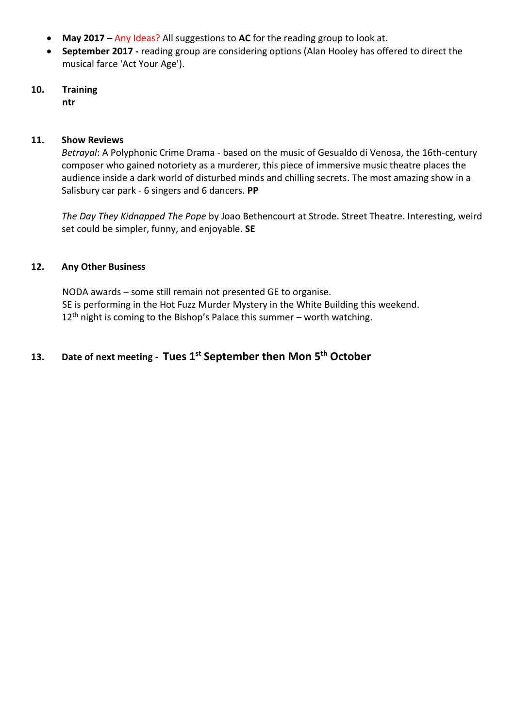- **May 2017 –** Any Ideas? All suggestions to **AC** for the reading group to look at.
- **September 2017 -** reading group are considering options (Alan Hooley has offered to direct the musical farce 'Act Your Age').

**10. Training**

**ntr**

**11. Show Reviews**

*Betrayal*: A Polyphonic Crime Drama - based on the music of Gesualdo di Venosa, the 16th-century composer who gained notoriety as a murderer, this piece of immersive music theatre places the audience inside a dark world of disturbed minds and chilling secrets. The most amazing show in a Salisbury car park - 6 singers and 6 dancers. **PP**

*The Day They Kidnapped The Pope* by Joao Bethencourt at Strode. Street Theatre. Interesting, weird set could be simpler, funny, and enjoyable. **SE**

**12. Any Other Business**

NODA awards – some still remain not presented GE to organise.
SE is performing in the Hot Fuzz Murder Mystery in the White Building this weekend.
12th night is coming to the Bishop's Palace this summer – worth watching.

**13. Date of next meeting - Tues 1st September then Mon 5th October**